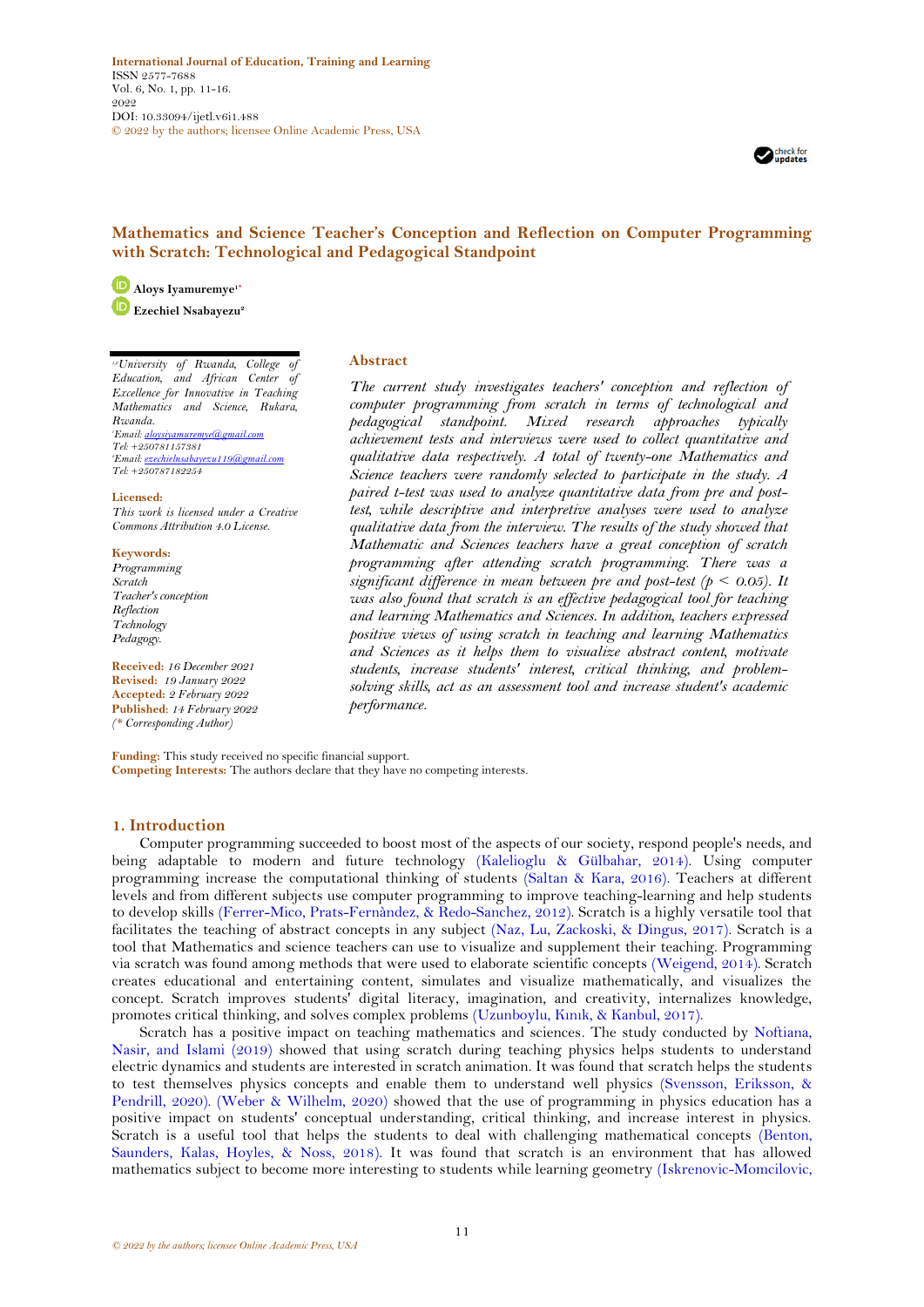International Journal of Education, Training and Learning
ISSN 2577-7688
Vol. 6, No. 1, pp. 11-16.
2022
DOI: 10.33094/ijetl.v6i1.488
© 2022 by the authors; licensee Online Academic Press, USA

# Mathematics and Science Teacher's Conception and Reflection on Computer Programming with Scratch: Technological and Pedagogical Standpoint

**Aloys Iyamuremye**[1*]
**Ezechiel Nsabayezu**[2]

[1,2]*University of Rwanda, College of Education, and African Center of Excellence for Innovative in Teaching Mathematics and Science, Rukara, Rwanda.*
[1]*Email: aloysiyamuremye@gmail.com*
*Tel: +250781157381*
[2]*Email: ezechielnsabayezu119@gmail.com*
*Tel: +250787182254*

**Licensed:**
*This work is licensed under a Creative Commons Attribution 4.0 License.*

**Keywords:**
*Programming*
*Scratch*
*Teacher's conception*
*Reflection*
*Technology*
*Pedagogy.*

**Received:** *16 December 2021*
**Revised:** *19 January 2022*
**Accepted:** *2 February 2022*
**Published:** *14 February 2022*
*(\* Corresponding Author)*

## Abstract

*The current study investigates teachers' conception and reflection of computer programming from scratch in terms of technological and pedagogical standpoint. Mixed research approaches typically achievement tests and interviews were used to collect quantitative and qualitative data respectively. A total of twenty-one Mathematics and Science teachers were randomly selected to participate in the study. A paired t-test was used to analyze quantitative data from pre and post-test, while descriptive and interpretive analyses were used to analyze qualitative data from the interview. The results of the study showed that Mathematic and Sciences teachers have a great conception of scratch programming after attending scratch programming. There was a significant difference in mean between pre and post-test ($p < 0.05$). It was also found that scratch is an effective pedagogical tool for teaching and learning Mathematics and Sciences. In addition, teachers expressed positive views of using scratch in teaching and learning Mathematics and Sciences as it helps them to visualize abstract content, motivate students, increase students' interest, critical thinking, and problem-solving skills, act as an assessment tool and increase student's academic performance.*

**Funding:** This study received no specific financial support.
**Competing Interests:** The authors declare that they have no competing interests.

## 1. Introduction

Computer programming succeeded to boost most of the aspects of our society, respond people's needs, and being adaptable to modern and future technology (Kalelioglu & Gülbahar, 2014). Using computer programming increase the computational thinking of students (Saltan & Kara, 2016). Teachers at different levels and from different subjects use computer programming to improve teaching-learning and help students to develop skills (Ferrer-Mico, Prats-Fernàndez, & Redo-Sanchez, 2012). Scratch is a highly versatile tool that facilitates the teaching of abstract concepts in any subject (Naz, Lu, Zackoski, & Dingus, 2017). Scratch is a tool that Mathematics and science teachers can use to visualize and supplement their teaching. Programming via scratch was found among methods that were used to elaborate scientific concepts (Weigend, 2014). Scratch creates educational and entertaining content, simulates and visualize mathematically, and visualizes the concept. Scratch improves students' digital literacy, imagination, and creativity, internalizes knowledge, promotes critical thinking, and solves complex problems (Uzunboylu, Kınık, & Kanbul, 2017).

Scratch has a positive impact on teaching mathematics and sciences. The study conducted by Noftiana, Nasir, and Islami (2019) showed that using scratch during teaching physics helps students to understand electric dynamics and students are interested in scratch animation. It was found that scratch helps the students to test themselves physics concepts and enable them to understand well physics (Svensson, Eriksson, & Pendrill, 2020). (Weber & Wilhelm, 2020) showed that the use of programming in physics education has a positive impact on students' conceptual understanding, critical thinking, and increase interest in physics. Scratch is a useful tool that helps the students to deal with challenging mathematical concepts (Benton, Saunders, Kalas, Hoyles, & Noss, 2018). It was found that scratch is an environment that has allowed mathematics subject to become more interesting to students while learning geometry (Iskrenovic-Momcilovic,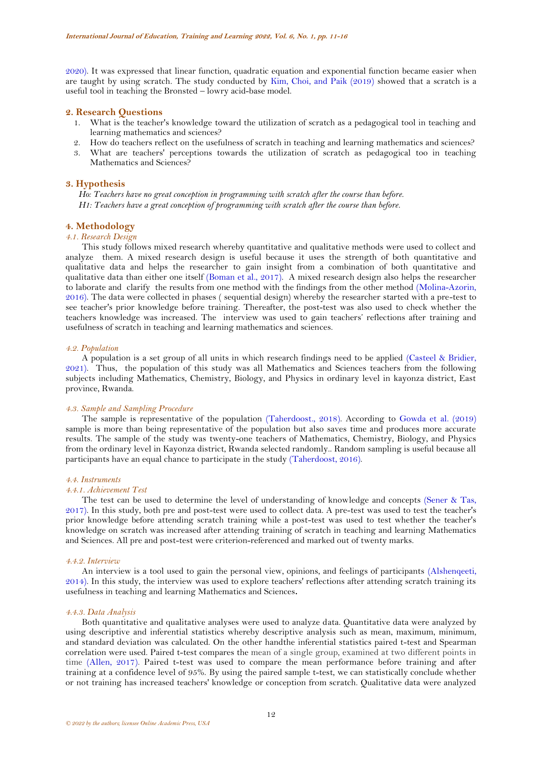2020). It was expressed that linear function, quadratic equation and exponential function became easier when are taught by using scratch. The study conducted by Kim, Choi, and Paik (2019) showed that a scratch is a useful tool in teaching the Bronsted – lowry acid-base model.

## 2. Research Questions

1. What is the teacher's knowledge toward the utilization of scratch as a pedagogical tool in teaching and learning mathematics and sciences?
2. How do teachers reflect on the usefulness of scratch in teaching and learning mathematics and sciences?
3. What are teachers' perceptions towards the utilization of scratch as pedagogical too in teaching Mathematics and Sciences?

## 3. Hypothesis

*Ho: Teachers have no great conception in programming with scratch after the course than before.*
*H1: Teachers have a great conception of programming with scratch after the course than before.*

## 4. Methodology

### *4.1. Research Design*

This study follows mixed research whereby quantitative and qualitative methods were used to collect and analyze them. A mixed research design is useful because it uses the strength of both quantitative and qualitative data and helps the researcher to gain insight from a combination of both quantitative and qualitative data than either one itself (Boman et al., 2017). A mixed research design also helps the researcher to laborate and clarify the results from one method with the findings from the other method (Molina-Azorin, 2016). The data were collected in phases ( sequential design) whereby the researcher started with a pre-test to see teacher's prior knowledge before training. Thereafter, the post-test was also used to check whether the teachers knowledge was increased. The interview was used to gain teachers' reflections after training and usefulness of scratch in teaching and learning mathematics and sciences.

### *4.2. Population*

A population is a set group of all units in which research findings need to be applied (Casteel & Bridier, 2021). Thus, the population of this study was all Mathematics and Sciences teachers from the following subjects including Mathematics, Chemistry, Biology, and Physics in ordinary level in kayonza district, East province, Rwanda.

### *4.3. Sample and Sampling Procedure*

The sample is representative of the population (Taherdoost., 2018). According to Gowda et al. (2019) sample is more than being representative of the population but also saves time and produces more accurate results. The sample of the study was twenty-one teachers of Mathematics, Chemistry, Biology, and Physics from the ordinary level in Kayonza district, Rwanda selected randomly.. Random sampling is useful because all participants have an equal chance to participate in the study (Taherdoost, 2016).

### *4.4. Instruments*

#### *4.4.1. Achievement Test*

The test can be used to determine the level of understanding of knowledge and concepts (Sener & Tas, 2017). In this study, both pre and post-test were used to collect data. A pre-test was used to test the teacher's prior knowledge before attending scratch training while a post-test was used to test whether the teacher's knowledge on scratch was increased after attending training of scratch in teaching and learning Mathematics and Sciences. All pre and post-test were criterion-referenced and marked out of twenty marks.

#### *4.4.2. Interview*

An interview is a tool used to gain the personal view, opinions, and feelings of participants (Alshenqeeti, 2014). In this study, the interview was used to explore teachers' reflections after attending scratch training its usefulness in teaching and learning Mathematics and Sciences.

#### *4.4.3. Data Analysis*

Both quantitative and qualitative analyses were used to analyze data. Quantitative data were analyzed by using descriptive and inferential statistics whereby descriptive analysis such as mean, maximum, minimum, and standard deviation was calculated. On the other handthe inferential statistics paired t-test and Spearman correlation were used. Paired t-test compares the mean of a single group, examined at two different points in time (Allen, 2017). Paired t-test was used to compare the mean performance before training and after training at a confidence level of 95%. By using the paired sample t-test, we can statistically conclude whether or not training has increased teachers' knowledge or conception from scratch. Qualitative data were analyzed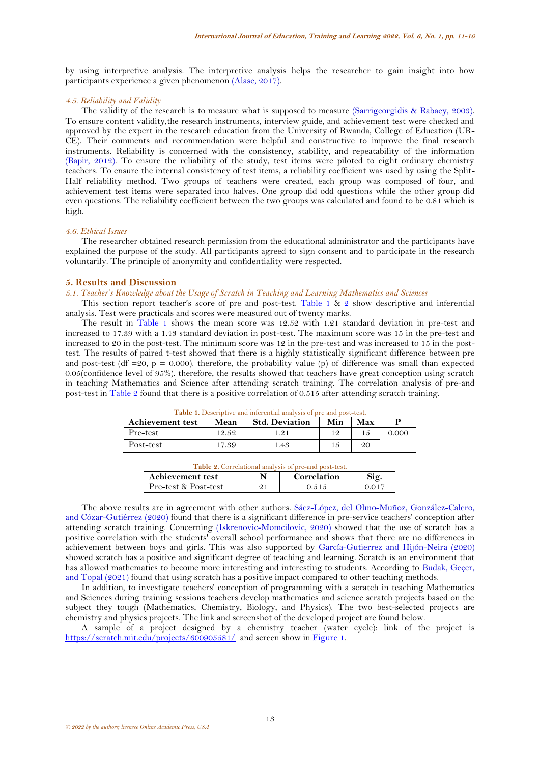by using interpretive analysis. The interpretive analysis helps the researcher to gain insight into how participants experience a given phenomenon (Alase, 2017).

### *4.5. Reliability and Validity*

The validity of the research is to measure what is supposed to measure (Sarrigeorgidis & Rabaey, 2003). To ensure content validity,the research instruments, interview guide, and achievement test were checked and approved by the expert in the research education from the University of Rwanda, College of Education (UR-CE). Their comments and recommendation were helpful and constructive to improve the final research instruments. Reliability is concerned with the consistency, stability, and repeatability of the information (Bapir, 2012). To ensure the reliability of the study, test items were piloted to eight ordinary chemistry teachers. To ensure the internal consistency of test items, a reliability coefficient was used by using the Split-Half reliability method. Two groups of teachers were created, each group was composed of four, and achievement test items were separated into halves. One group did odd questions while the other group did even questions. The reliability coefficient between the two groups was calculated and found to be 0.81 which is high.

### *4.6. Ethical Issues*

The researcher obtained research permission from the educational administrator and the participants have explained the purpose of the study. All participants agreed to sign consent and to participate in the research voluntarily. The principle of anonymity and confidentiality were respected.

## 5. Results and Discussion

### *5.1. Teacher's Knowledge about the Usage of Scratch in Teaching and Learning Mathematics and Sciences*

This section report teacher's score of pre and post-test. Table 1 & 2 show descriptive and inferential analysis. Test were practicals and scores were measured out of twenty marks.

The result in Table 1 shows the mean score was 12.52 with 1.21 standard deviation in pre-test and increased to 17.39 with a 1.43 standard deviation in post-test. The maximum score was 15 in the pre-test and increased to 20 in the post-test. The minimum score was 12 in the pre-test and was increased to 15 in the post-test. The results of paired t-test showed that there is a highly statistically significant difference between pre and post-test (df =20, p = 0.000). therefore, the probability value (p) of difference was small than expected 0.05(confidence level of 95%). therefore, the results showed that teachers have great conception using scratch in teaching Mathematics and Science after attending scratch training. The correlation analysis of pre-and post-test in Table 2 found that there is a positive correlation of 0.515 after attending scratch training.

**Table 1.** Descriptive and inferential analysis of pre and post-test.

| Achievement test | Mean | Std. Deviation | Min | Max | P |
|---|---|---|---|---|---|
| Pre-test | 12.52 | 1.21 | 12 | 15 | 0.000 |
| Post-test | 17.39 | 1.43 | 15 | 20 | |

**Table 2.** Correlational analysis of pre-and post-test.

| Achievement test | N | Correlation | Sig. |
|---|---|---|---|
| Pre-test & Post-test | 21 | 0.515 | 0.017 |

The above results are in agreement with other authors. Sáez-López, del Olmo-Muñoz, González-Calero, and Cózar-Gutiérrez (2020) found that there is a significant difference in pre-service teachers' conception after attending scratch training. Concerning (Iskrenovic-Momcilovic, 2020) showed that the use of scratch has a positive correlation with the students' overall school performance and shows that there are no differences in achievement between boys and girls. This was also supported by García-Gutierrez and Hijón-Neira (2020) showed scratch has a positive and significant degree of teaching and learning. Scratch is an environment that has allowed mathematics to become more interesting and interesting to students. According to Budak, Geçer, and Topal (2021) found that using scratch has a positive impact compared to other teaching methods.

In addition, to investigate teachers' conception of programming with a scratch in teaching Mathematics and Sciences during training sessions teachers develop mathematics and science scratch projects based on the subject they tough (Mathematics, Chemistry, Biology, and Physics). The two best-selected projects are chemistry and physics projects. The link and screenshot of the developed project are found below.

A sample of a project designed by a chemistry teacher (water cycle): link of the project is https://scratch.mit.edu/projects/600905581/ and screen show in Figure 1.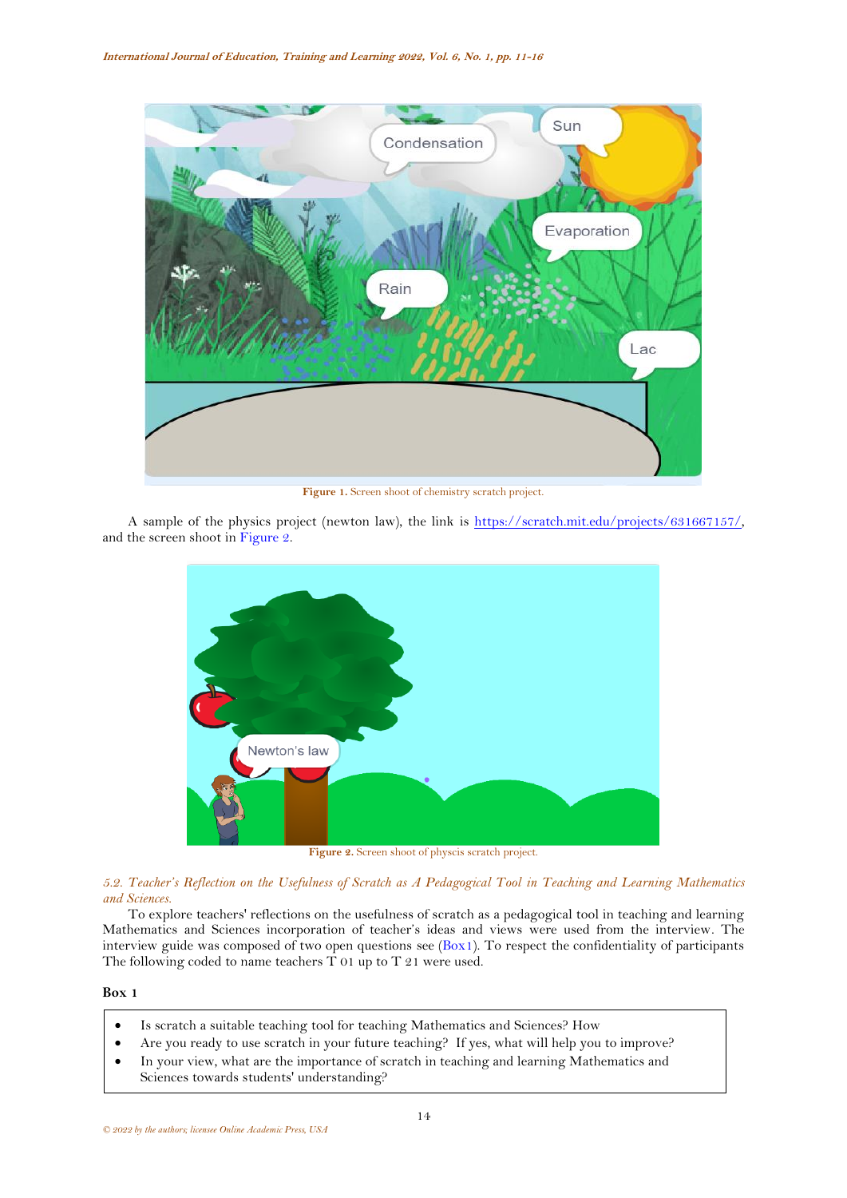Figure 1. Screen shoot of chemistry scratch project.

A sample of the physics project (newton law), the link is https://scratch.mit.edu/projects/631667157/, and the screen shoot in Figure 2.

Figure 2. Screen shoot of physcis scratch project.

### *5.2. Teacher's Reflection on the Usefulness of Scratch as A Pedagogical Tool in Teaching and Learning Mathematics and Sciences.*

To explore teachers' reflections on the usefulness of scratch as a pedagogical tool in teaching and learning Mathematics and Sciences incorporation of teacher's ideas and views were used from the interview. The interview guide was composed of two open questions see (Box1). To respect the confidentiality of participants The following coded to name teachers T 01 up to T 21 were used.

**Box 1**

- Is scratch a suitable teaching tool for teaching Mathematics and Sciences? How
- Are you ready to use scratch in your future teaching? If yes, what will help you to improve?
- In your view, what are the importance of scratch in teaching and learning Mathematics and Sciences towards students' understanding?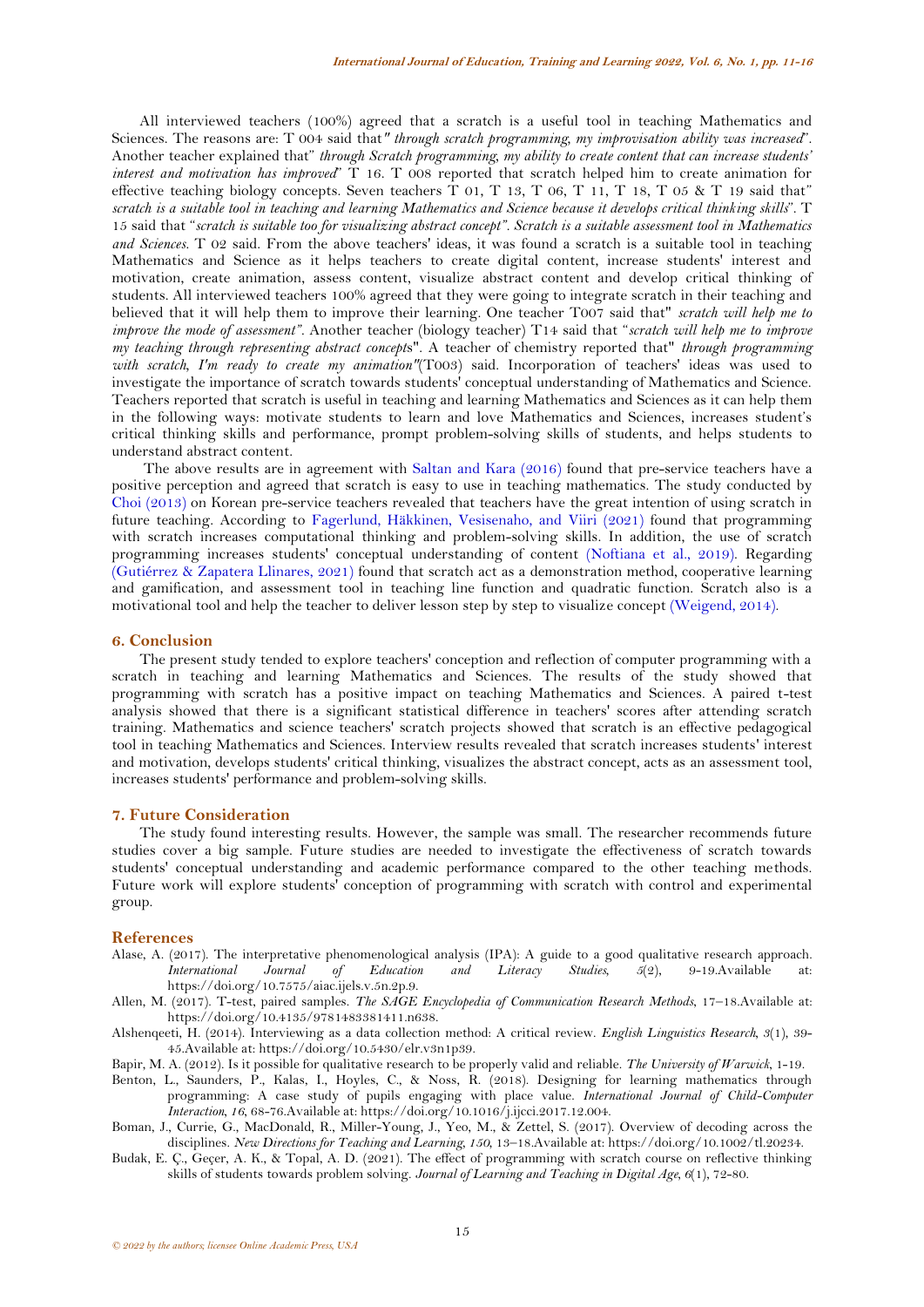All interviewed teachers (100%) agreed that a scratch is a useful tool in teaching Mathematics and Sciences. The reasons are: T 004 said that*" through scratch programming, my improvisation ability was increased*". Another teacher explained that" *through Scratch programming, my ability to create content that can increase students' interest and motivation has improved*" T 16. T 008 reported that scratch helped him to create animation for effective teaching biology concepts. Seven teachers T 01, T 13, T 06, T 11, T 18, T 05 & T 19 said that" *scratch is a suitable tool in teaching and learning Mathematics and Science because it develops critical thinking skills*". T 15 said that "*scratch is suitable too for visualizing abstract concept". Scratch is a suitable assessment tool in Mathematics and Sciences.* T 02 said. From the above teachers' ideas, it was found a scratch is a suitable tool in teaching Mathematics and Science as it helps teachers to create digital content, increase students' interest and motivation, create animation, assess content, visualize abstract content and develop critical thinking of students. All interviewed teachers 100% agreed that they were going to integrate scratch in their teaching and believed that it will help them to improve their learning. One teacher T007 said that" *scratch will help me to improve the mode of assessment*". Another teacher (biology teacher) T14 said that "*scratch will help me to improve my teaching through representing abstract concept*s". A teacher of chemistry reported that" *through programming with scratch, I'm ready to create my animation"*(T003) said. Incorporation of teachers' ideas was used to investigate the importance of scratch towards students' conceptual understanding of Mathematics and Science. Teachers reported that scratch is useful in teaching and learning Mathematics and Sciences as it can help them in the following ways: motivate students to learn and love Mathematics and Sciences, increases student's critical thinking skills and performance, prompt problem-solving skills of students, and helps students to understand abstract content.

The above results are in agreement with Saltan and Kara (2016) found that pre-service teachers have a positive perception and agreed that scratch is easy to use in teaching mathematics. The study conducted by Choi (2013) on Korean pre-service teachers revealed that teachers have the great intention of using scratch in future teaching. According to Fagerlund, Häkkinen, Vesisenaho, and Viiri (2021) found that programming with scratch increases computational thinking and problem-solving skills. In addition, the use of scratch programming increases students' conceptual understanding of content (Noftiana et al., 2019). Regarding (Gutiérrez & Zapatera Llinares, 2021) found that scratch act as a demonstration method, cooperative learning and gamification, and assessment tool in teaching line function and quadratic function. Scratch also is a motivational tool and help the teacher to deliver lesson step by step to visualize concept (Weigend, 2014).

## 6. Conclusion

The present study tended to explore teachers' conception and reflection of computer programming with a scratch in teaching and learning Mathematics and Sciences. The results of the study showed that programming with scratch has a positive impact on teaching Mathematics and Sciences. A paired t-test analysis showed that there is a significant statistical difference in teachers' scores after attending scratch training. Mathematics and science teachers' scratch projects showed that scratch is an effective pedagogical tool in teaching Mathematics and Sciences. Interview results revealed that scratch increases students' interest and motivation, develops students' critical thinking, visualizes the abstract concept, acts as an assessment tool, increases students' performance and problem-solving skills.

## 7. Future Consideration

The study found interesting results. However, the sample was small. The researcher recommends future studies cover a big sample. Future studies are needed to investigate the effectiveness of scratch towards students' conceptual understanding and academic performance compared to the other teaching methods. Future work will explore students' conception of programming with scratch with control and experimental group.

## References

Alase, A. (2017). The interpretative phenomenological analysis (IPA): A guide to a good qualitative research approach. *International Journal of Education and Literacy Studies, 5*(2), 9-19.Available at: https://doi.org/10.7575/aiac.ijels.v.5n.2p.9.

Allen, M. (2017). T-test, paired samples. *The SAGE Encyclopedia of Communication Research Methods*, 17–18.Available at: https://doi.org/10.4135/9781483381411.n638.

Alshenqeeti, H. (2014). Interviewing as a data collection method: A critical review. *English Linguistics Research, 3*(1), 39-45.Available at: https://doi.org/10.5430/elr.v3n1p39.

Bapir, M. A. (2012). Is it possible for qualitative research to be properly valid and reliable. *The University of Warwick*, 1-19.

Benton, L., Saunders, P., Kalas, I., Hoyles, C., & Noss, R. (2018). Designing for learning mathematics through programming: A case study of pupils engaging with place value. *International Journal of Child-Computer Interaction, 16*, 68-76.Available at: https://doi.org/10.1016/j.ijcci.2017.12.004.

Boman, J., Currie, G., MacDonald, R., Miller-Young, J., Yeo, M., & Zettel, S. (2017). Overview of decoding across the disciplines. *New Directions for Teaching and Learning, 150*, 13–18.Available at: https://doi.org/10.1002/tl.20234.

Budak, E. Ç., Geçer, A. K., & Topal, A. D. (2021). The effect of programming with scratch course on reflective thinking skills of students towards problem solving. *Journal of Learning and Teaching in Digital Age, 6*(1), 72-80.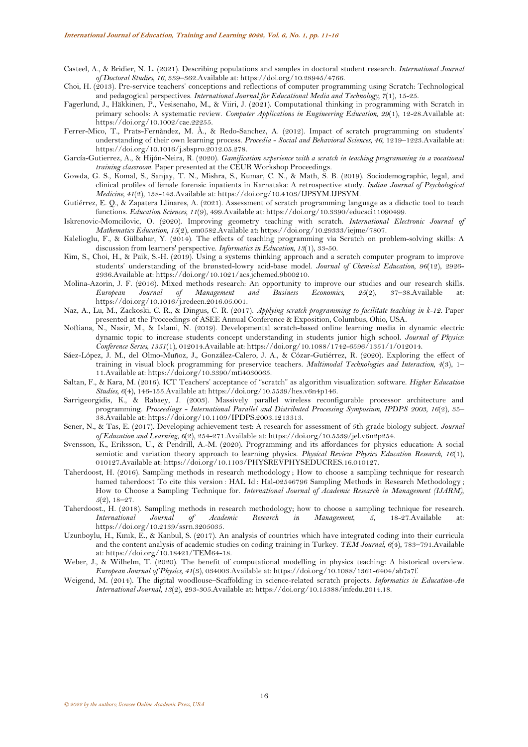Casteel, A., & Bridier, N. L. (2021). Describing populations and samples in doctoral student research. *International Journal of Doctoral Studies, 16*, 339–362.Available at: https://doi.org/10.28945/4766.

Choi, H. (2013). Pre-service teachers' conceptions and reflections of computer programming using Scratch: Technological and pedagogical perspectives. *International Journal for Educational Media and Technology, 7*(1), 15-25.

Fagerlund, J., Häkkinen, P., Vesisenaho, M., & Viiri, J. (2021). Computational thinking in programming with Scratch in primary schools: A systematic review. *Computer Applications in Engineering Education, 29*(1), 12-28.Available at: https://doi.org/10.1002/cae.22255.

Ferrer-Mico, T., Prats-Fernàndez, M. À., & Redo-Sanchez, A. (2012). Impact of scratch programming on students' understanding of their own learning process. *Procedia - Social and Behavioral Sciences, 46*, 1219–1223.Available at: https://doi.org/10.1016/j.sbspro.2012.05.278.

García-Gutierrez, A., & Hijón-Neira, R. (2020). *Gamification experience with a scratch in teaching programming in a vocational training classroom*. Paper presented at the CEUR Workshop Proceedings.

Gowda, G. S., Komal, S., Sanjay, T. N., Mishra, S., Kumar, C. N., & Math, S. B. (2019). Sociodemographic, legal, and clinical profiles of female forensic inpatients in Karnataka: A retrospective study. *Indian Journal of Psychological Medicine, 41*(2), 138-143.Available at: https://doi.org/10.4103/IJPSYM.IJPSYM.

Gutiérrez, E. Q., & Zapatera Llinares, A. (2021). Assessment of scratch programming language as a didactic tool to teach functions. *Education Sciences, 11*(9), 499.Available at: https://doi.org/10.3390/educsci11090499.

Iskrenovic-Momcilovic, O. (2020). Improving geometry teaching with scratch. *International Electronic Journal of Mathematics Education, 15*(2), em0582.Available at: https://doi.org/10.29333/iejme/7807.

Kalelioglu, F., & Gülbahar, Y. (2014). The effects of teaching programming via Scratch on problem-solving skills: A discussion from learners' perspective. *Informatics in Education, 13*(1), 33-50.

Kim, S., Choi, H., & Paik, S.-H. (2019). Using a systems thinking approach and a scratch computer program to improve students' understanding of the brønsted-lowry acid-base model. *Journal of Chemical Education, 96*(12), 2926-2936.Available at: https://doi.org/10.1021/acs.jchemed.9b00210.

Molina-Azorin, J. F. (2016). Mixed methods research: An opportunity to improve our studies and our research skills. *European Journal of Management and Business Economics, 25*(2), 37–38.Available at: https://doi.org/10.1016/j.redeen.2016.05.001.

Naz, A., Lu, M., Zackoski, C. R., & Dingus, C. R. (2017). *Applying scratch programming to facilitate teaching in k-12*. Paper presented at the Proceedings of ASEE Annual Conference & Exposition, Columbus, Ohio, USA.

Noftiana, N., Nasir, M., & Islami, N. (2019). Developmental scratch-based online learning media in dynamic electric dynamic topic to increase students concept understanding in students junior high school. *Journal of Physics: Conference Series, 1351*(1), 012014.Available at: https://doi.org/10.1088/1742-6596/1351/1/012014.

Sáez-López, J. M., del Olmo-Muñoz, J., González-Calero, J. A., & Cózar-Gutiérrez, R. (2020). Exploring the effect of training in visual block programming for preservice teachers. *Multimodal Technologies and Interaction, 4*(3), 1–11.Available at: https://doi.org/10.3390/mti4030065.

Saltan, F., & Kara, M. (2016). ICT Teachers' acceptance of "scratch" as algorithm visualization software. *Higher Education Studies, 6*(4), 146-155.Available at: https://doi.org/10.5539/hes.v6n4p146.

Sarrigeorgidis, K., & Rabaey, J. (2003). Massively parallel wireless reconfigurable processor architecture and programming. *Proceedings - International Parallel and Distributed Processing Symposium, IPDPS 2003, 16*(2), 35–38.Available at: https://doi.org/10.1109/IPDPS.2003.1213313.

Sener, N., & Tas, E. (2017). Developing achievement test: A research for assessment of 5th grade biology subject. *Journal of Education and Learning, 6*(2), 254-271.Available at: https://doi.org/10.5539/jel.v6n2p254.

Svensson, K., Eriksson, U., & Pendrill, A.-M. (2020). Programming and its affordances for physics education: A social semiotic and variation theory approach to learning physics. *Physical Review Physics Education Research, 16*(1), 010127.Available at: https://doi.org/10.1103/PHYSREVPHYSEDUCRES.16.010127.

Taherdoost, H. (2016). Sampling methods in research methodology ; How to choose a sampling technique for research hamed taherdoost To cite this version : HAL Id : Hal-02546796 Sampling Methods in Research Methodology ; How to Choose a Sampling Technique for. *International Journal of Academic Research in Management (IJARM), 5*(2), 18–27.

Taherdoost., H. (2018). Sampling methods in research methodology; how to choose a sampling technique for research. *International Journal of Academic Research in Management, 5*, 18-27.Available at: https://doi.org/10.2139/ssrn.3205035.

Uzunboylu, H., Kınık, E., & Kanbul, S. (2017). An analysis of countries which have integrated coding into their curricula and the content analysis of academic studies on coding training in Turkey. *TEM Journal, 6*(4), 783–791.Available at: https://doi.org/10.18421/TEM64-18.

Weber, J., & Wilhelm, T. (2020). The benefit of computational modelling in physics teaching: A historical overview. *European Journal of Physics, 41*(3), 034003.Available at: https://doi.org/10.1088/1361-6404/ab7a7f.

Weigend, M. (2014). The digital woodlouse–Scaffolding in science-related scratch projects. *Informatics in Education-An International Journal, 13*(2), 293-305.Available at: https://doi.org/10.15388/infedu.2014.18.